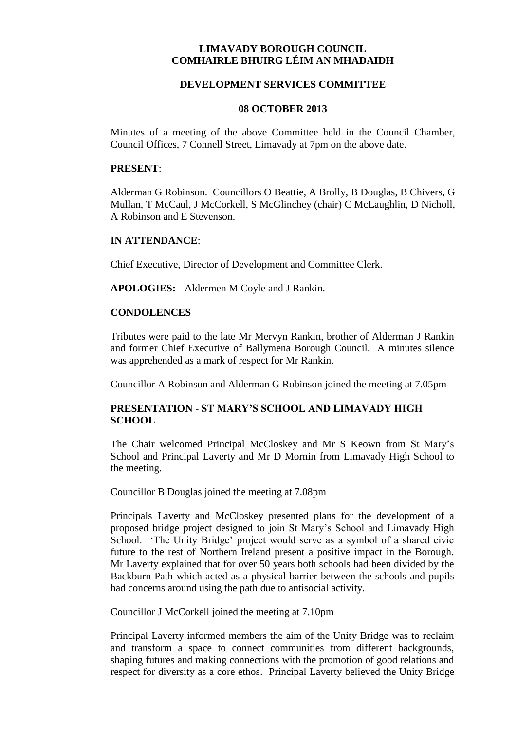# LIMAVADY BOROUGH COUNCIL
# COMHAIRLE BHUIRG LÉIM AN MHADAIDH

## DEVELOPMENT SERVICES COMMITTEE

## 08 OCTOBER 2013

Minutes of a meeting of the above Committee held in the Council Chamber, Council Offices, 7 Connell Street, Limavady at 7pm on the above date.

**PRESENT**:

Alderman G Robinson. Councillors O Beattie, A Brolly, B Douglas, B Chivers, G Mullan, T McCaul, J McCorkell, S McGlinchey (chair) C McLaughlin, D Nicholl, A Robinson and E Stevenson.

**IN ATTENDANCE**:

Chief Executive, Director of Development and Committee Clerk.

**APOLOGIES: -** Aldermen M Coyle and J Rankin.

**CONDOLENCES**

Tributes were paid to the late Mr Mervyn Rankin, brother of Alderman J Rankin and former Chief Executive of Ballymena Borough Council. A minutes silence was apprehended as a mark of respect for Mr Rankin.

Councillor A Robinson and Alderman G Robinson joined the meeting at 7.05pm

**PRESENTATION - ST MARY'S SCHOOL AND LIMAVADY HIGH SCHOOL**

The Chair welcomed Principal McCloskey and Mr S Keown from St Mary's School and Principal Laverty and Mr D Mornin from Limavady High School to the meeting.

Councillor B Douglas joined the meeting at 7.08pm

Principals Laverty and McCloskey presented plans for the development of a proposed bridge project designed to join St Mary's School and Limavady High School. 'The Unity Bridge' project would serve as a symbol of a shared civic future to the rest of Northern Ireland present a positive impact in the Borough. Mr Laverty explained that for over 50 years both schools had been divided by the Backburn Path which acted as a physical barrier between the schools and pupils had concerns around using the path due to antisocial activity.

Councillor J McCorkell joined the meeting at 7.10pm

Principal Laverty informed members the aim of the Unity Bridge was to reclaim and transform a space to connect communities from different backgrounds, shaping futures and making connections with the promotion of good relations and respect for diversity as a core ethos. Principal Laverty believed the Unity Bridge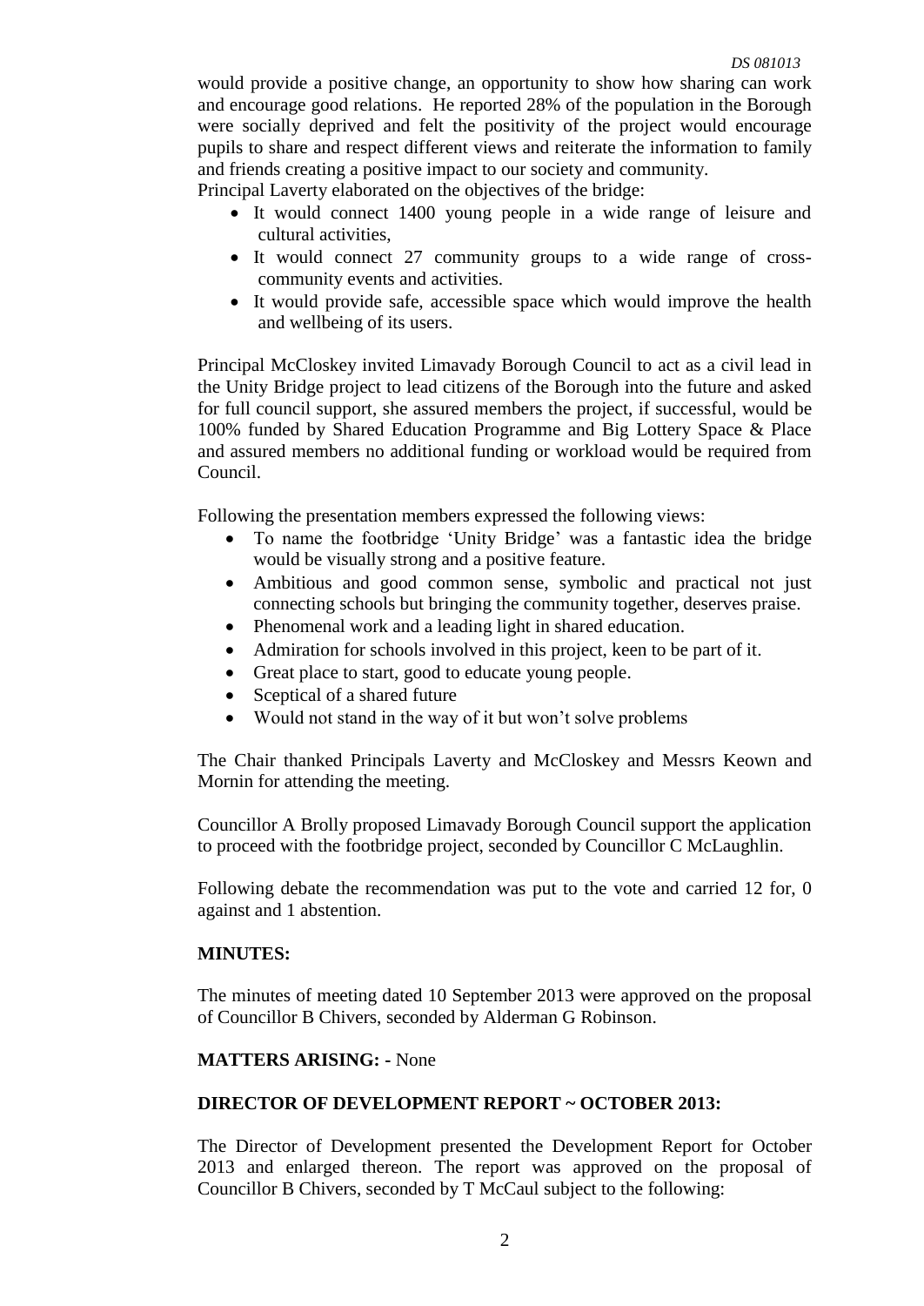would provide a positive change, an opportunity to show how sharing can work and encourage good relations. He reported 28% of the population in the Borough were socially deprived and felt the positivity of the project would encourage pupils to share and respect different views and reiterate the information to family and friends creating a positive impact to our society and community.
Principal Laverty elaborated on the objectives of the bridge:

- It would connect 1400 young people in a wide range of leisure and cultural activities,
- It would connect 27 community groups to a wide range of cross-community events and activities.
- It would provide safe, accessible space which would improve the health and wellbeing of its users.

Principal McCloskey invited Limavady Borough Council to act as a civil lead in the Unity Bridge project to lead citizens of the Borough into the future and asked for full council support, she assured members the project, if successful, would be 100% funded by Shared Education Programme and Big Lottery Space & Place and assured members no additional funding or workload would be required from Council.

Following the presentation members expressed the following views:

- To name the footbridge 'Unity Bridge' was a fantastic idea the bridge would be visually strong and a positive feature.
- Ambitious and good common sense, symbolic and practical not just connecting schools but bringing the community together, deserves praise.
- Phenomenal work and a leading light in shared education.
- Admiration for schools involved in this project, keen to be part of it.
- Great place to start, good to educate young people.
- Sceptical of a shared future
- Would not stand in the way of it but won't solve problems

The Chair thanked Principals Laverty and McCloskey and Messrs Keown and Mornin for attending the meeting.

Councillor A Brolly proposed Limavady Borough Council support the application to proceed with the footbridge project, seconded by Councillor C McLaughlin.

Following debate the recommendation was put to the vote and carried 12 for, 0 against and 1 abstention.

**MINUTES:**

The minutes of meeting dated 10 September 2013 were approved on the proposal of Councillor B Chivers, seconded by Alderman G Robinson.

**MATTERS ARISING:** - None

**DIRECTOR OF DEVELOPMENT REPORT ~ OCTOBER 2013:**

The Director of Development presented the Development Report for October 2013 and enlarged thereon. The report was approved on the proposal of Councillor B Chivers, seconded by T McCaul subject to the following: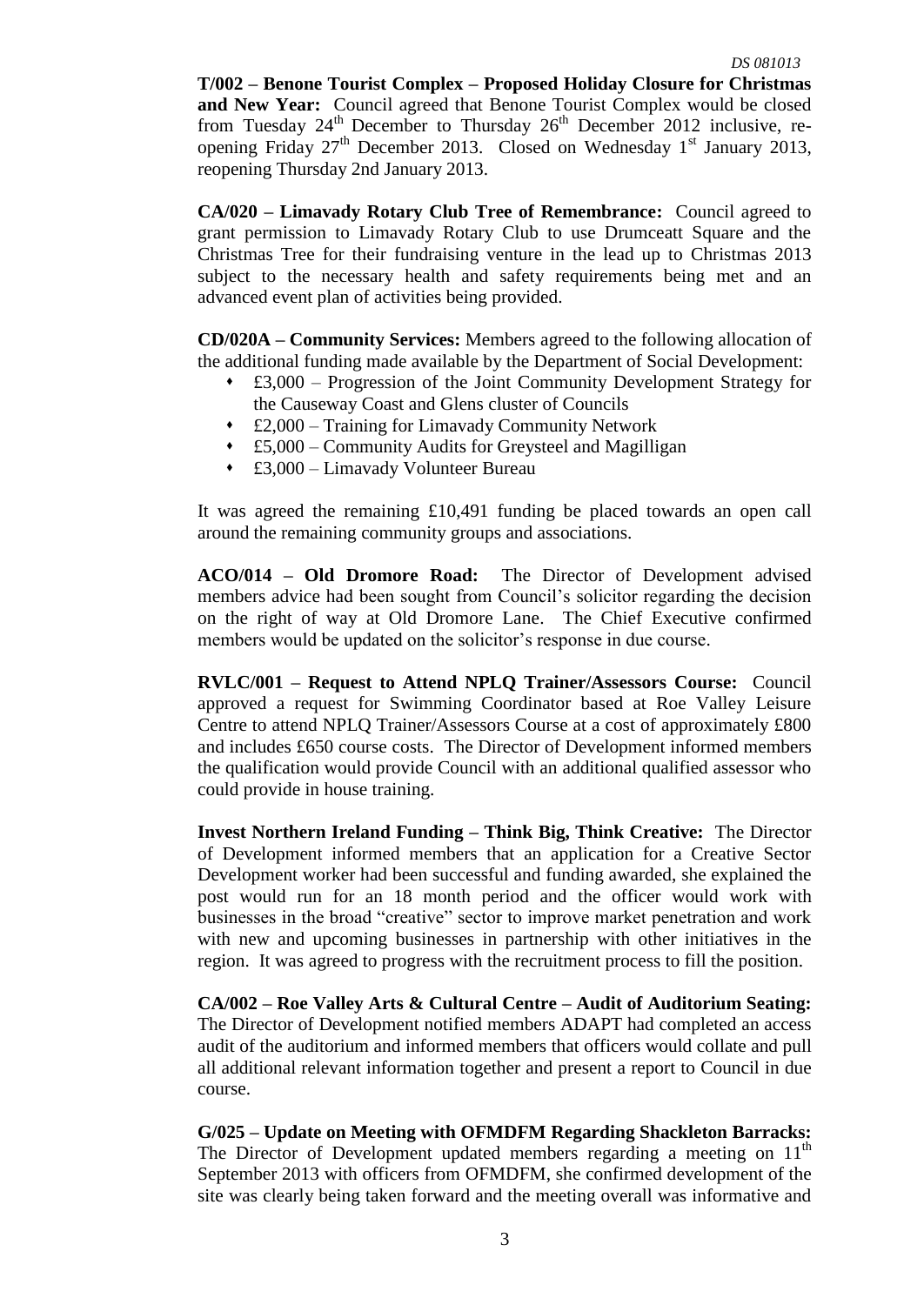**T/002 – Benone Tourist Complex – Proposed Holiday Closure for Christmas and New Year:** Council agreed that Benone Tourist Complex would be closed from Tuesday 24th December to Thursday 26th December 2012 inclusive, re-opening Friday 27th December 2013. Closed on Wednesday 1st January 2013, reopening Thursday 2nd January 2013.

**CA/020 – Limavady Rotary Club Tree of Remembrance:** Council agreed to grant permission to Limavady Rotary Club to use Drumceatt Square and the Christmas Tree for their fundraising venture in the lead up to Christmas 2013 subject to the necessary health and safety requirements being met and an advanced event plan of activities being provided.

**CD/020A – Community Services:** Members agreed to the following allocation of the additional funding made available by the Department of Social Development:

- £3,000 – Progression of the Joint Community Development Strategy for the Causeway Coast and Glens cluster of Councils
- £2,000 – Training for Limavady Community Network
- £5,000 – Community Audits for Greysteel and Magilligan
- £3,000 – Limavady Volunteer Bureau

It was agreed the remaining £10,491 funding be placed towards an open call around the remaining community groups and associations.

**ACO/014 – Old Dromore Road:** The Director of Development advised members advice had been sought from Council's solicitor regarding the decision on the right of way at Old Dromore Lane. The Chief Executive confirmed members would be updated on the solicitor's response in due course.

**RVLC/001 – Request to Attend NPLQ Trainer/Assessors Course:** Council approved a request for Swimming Coordinator based at Roe Valley Leisure Centre to attend NPLQ Trainer/Assessors Course at a cost of approximately £800 and includes £650 course costs. The Director of Development informed members the qualification would provide Council with an additional qualified assessor who could provide in house training.

**Invest Northern Ireland Funding – Think Big, Think Creative:** The Director of Development informed members that an application for a Creative Sector Development worker had been successful and funding awarded, she explained the post would run for an 18 month period and the officer would work with businesses in the broad "creative" sector to improve market penetration and work with new and upcoming businesses in partnership with other initiatives in the region. It was agreed to progress with the recruitment process to fill the position.

**CA/002 – Roe Valley Arts & Cultural Centre – Audit of Auditorium Seating:** The Director of Development notified members ADAPT had completed an access audit of the auditorium and informed members that officers would collate and pull all additional relevant information together and present a report to Council in due course.

**G/025 – Update on Meeting with OFMDFM Regarding Shackleton Barracks:** The Director of Development updated members regarding a meeting on 11th September 2013 with officers from OFMDFM, she confirmed development of the site was clearly being taken forward and the meeting overall was informative and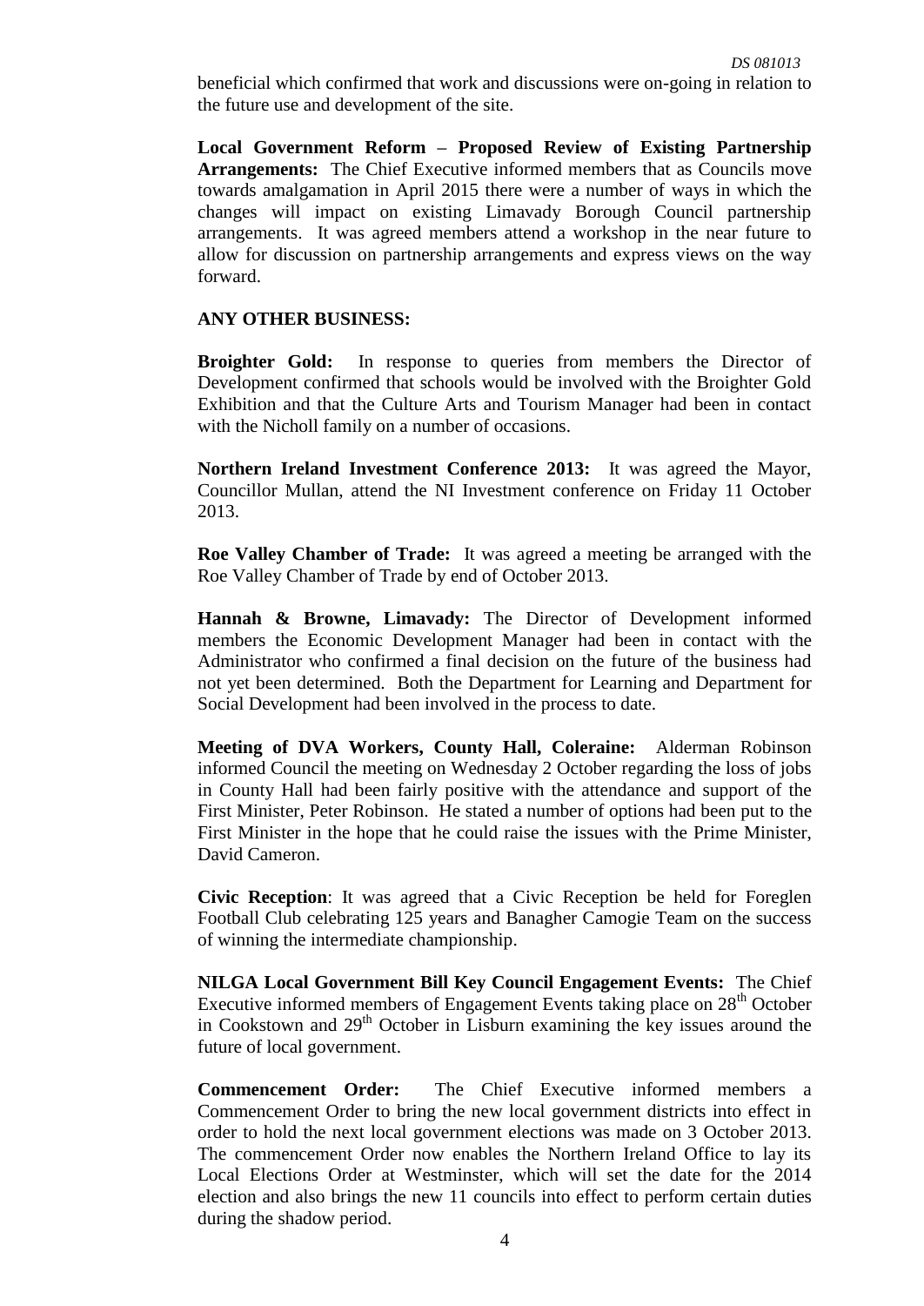beneficial which confirmed that work and discussions were on-going in relation to the future use and development of the site.

**Local Government Reform – Proposed Review of Existing Partnership Arrangements:** The Chief Executive informed members that as Councils move towards amalgamation in April 2015 there were a number of ways in which the changes will impact on existing Limavady Borough Council partnership arrangements. It was agreed members attend a workshop in the near future to allow for discussion on partnership arrangements and express views on the way forward.

**ANY OTHER BUSINESS:**

**Broighter Gold:** In response to queries from members the Director of Development confirmed that schools would be involved with the Broighter Gold Exhibition and that the Culture Arts and Tourism Manager had been in contact with the Nicholl family on a number of occasions.

**Northern Ireland Investment Conference 2013:** It was agreed the Mayor, Councillor Mullan, attend the NI Investment conference on Friday 11 October 2013.

**Roe Valley Chamber of Trade:** It was agreed a meeting be arranged with the Roe Valley Chamber of Trade by end of October 2013.

**Hannah & Browne, Limavady:** The Director of Development informed members the Economic Development Manager had been in contact with the Administrator who confirmed a final decision on the future of the business had not yet been determined. Both the Department for Learning and Department for Social Development had been involved in the process to date.

**Meeting of DVA Workers, County Hall, Coleraine:** Alderman Robinson informed Council the meeting on Wednesday 2 October regarding the loss of jobs in County Hall had been fairly positive with the attendance and support of the First Minister, Peter Robinson. He stated a number of options had been put to the First Minister in the hope that he could raise the issues with the Prime Minister, David Cameron.

**Civic Reception**: It was agreed that a Civic Reception be held for Foreglen Football Club celebrating 125 years and Banagher Camogie Team on the success of winning the intermediate championship.

**NILGA Local Government Bill Key Council Engagement Events:** The Chief Executive informed members of Engagement Events taking place on 28th October in Cookstown and 29th October in Lisburn examining the key issues around the future of local government.

**Commencement Order:** The Chief Executive informed members a Commencement Order to bring the new local government districts into effect in order to hold the next local government elections was made on 3 October 2013. The commencement Order now enables the Northern Ireland Office to lay its Local Elections Order at Westminster, which will set the date for the 2014 election and also brings the new 11 councils into effect to perform certain duties during the shadow period.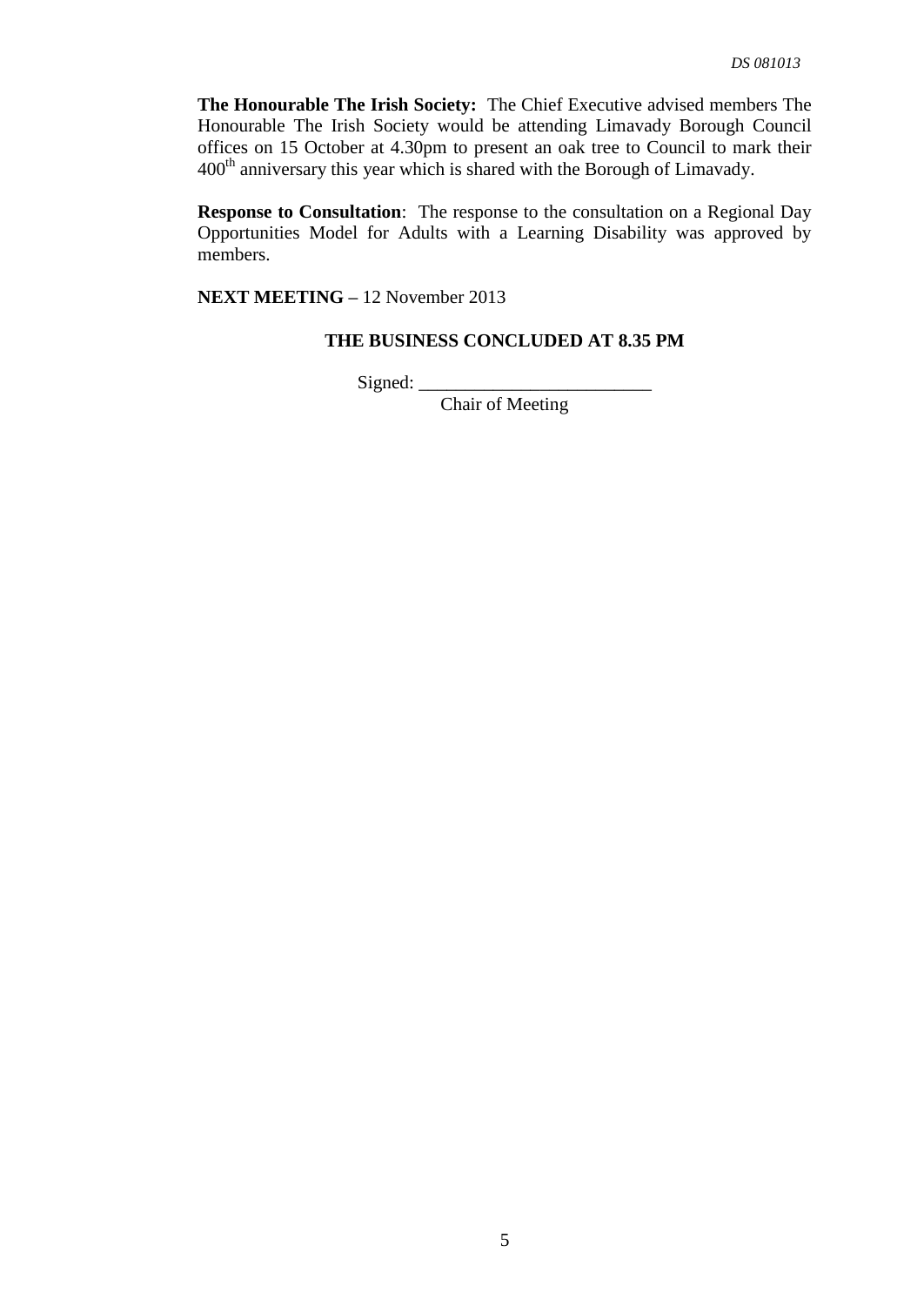**The Honourable The Irish Society:** The Chief Executive advised members The Honourable The Irish Society would be attending Limavady Borough Council offices on 15 October at 4.30pm to present an oak tree to Council to mark their $400^{th}$ anniversary this year which is shared with the Borough of Limavady.

**Response to Consultation**: The response to the consultation on a Regional Day Opportunities Model for Adults with a Learning Disability was approved by members.

**NEXT MEETING –** 12 November 2013

**THE BUSINESS CONCLUDED AT 8.35 PM**

Signed: _________________________

Chair of Meeting